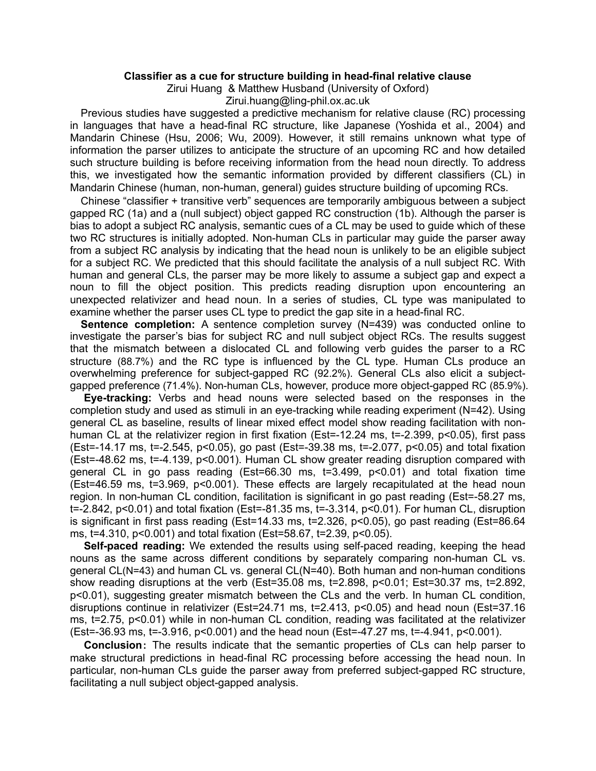**Classifier as a cue for structure building in head-final relative clause**

Zirui Huang & Matthew Husband (University of Oxford)

Zirui.huang@ling-phil.ox.ac.uk

Previous studies have suggested a predictive mechanism for relative clause (RC) processing in languages that have a head-final RC structure, like Japanese (Yoshida et al., 2004) and Mandarin Chinese (Hsu, 2006; Wu, 2009). However, it still remains unknown what type of information the parser utilizes to anticipate the structure of an upcoming RC and how detailed such structure building is before receiving information from the head noun directly. To address this, we investigated how the semantic information provided by different classifiers (CL) in Mandarin Chinese (human, non-human, general) guides structure building of upcoming RCs.

Chinese "classifier + transitive verb" sequences are temporarily ambiguous between a subject gapped RC (1a) and a (null subject) object gapped RC construction (1b). Although the parser is bias to adopt a subject RC analysis, semantic cues of a CL may be used to guide which of these two RC structures is initially adopted. Non-human CLs in particular may guide the parser away from a subject RC analysis by indicating that the head noun is unlikely to be an eligible subject for a subject RC. We predicted that this should facilitate the analysis of a null subject RC. With human and general CLs, the parser may be more likely to assume a subject gap and expect a noun to fill the object position. This predicts reading disruption upon encountering an unexpected relativizer and head noun. In a series of studies, CL type was manipulated to examine whether the parser uses CL type to predict the gap site in a head-final RC.

**Sentence completion:** A sentence completion survey (N=439) was conducted online to investigate the parser's bias for subject RC and null subject object RCs. The results suggest that the mismatch between a dislocated CL and following verb guides the parser to a RC structure (88.7%) and the RC type is influenced by the CL type. Human CLs produce an overwhelming preference for subject-gapped RC (92.2%). General CLs also elicit a subject-gapped preference (71.4%). Non-human CLs, however, produce more object-gapped RC (85.9%).

**Eye-tracking:** Verbs and head nouns were selected based on the responses in the completion study and used as stimuli in an eye-tracking while reading experiment (N=42). Using general CL as baseline, results of linear mixed effect model show reading facilitation with non-human CL at the relativizer region in first fixation (Est=-12.24 ms, t=-2.399, $p<0.05$), first pass (Est=-14.17 ms, t=-2.545, $p<0.05$), go past (Est=-39.38 ms, t=-2.077, $p<0.05$) and total fixation (Est=-48.62 ms, t=-4.139, $p<0.001$). Human CL show greater reading disruption compared with general CL in go pass reading (Est=66.30 ms, t=3.499, $p<0.01$) and total fixation time (Est=46.59 ms, t=3.969, $p<0.001$). These effects are largely recapitulated at the head noun region. In non-human CL condition, facilitation is significant in go past reading (Est=-58.27 ms, t=-2.842, $p<0.01$) and total fixation (Est=-81.35 ms, t=-3.314, $p<0.01$). For human CL, disruption is significant in first pass reading (Est=14.33 ms, t=2.326, $p<0.05$), go past reading (Est=86.64 ms, t=4.310, $p<0.001$) and total fixation (Est=58.67, t=2.39, $p<0.05$).

**Self-paced reading:** We extended the results using self-paced reading, keeping the head nouns as the same across different conditions by separately comparing non-human CL vs. general CL(N=43) and human CL vs. general CL(N=40). Both human and non-human conditions show reading disruptions at the verb (Est=35.08 ms, t=2.898, $p<0.01$; Est=30.37 ms, t=2.892, $p<0.01$), suggesting greater mismatch between the CLs and the verb. In human CL condition, disruptions continue in relativizer (Est=24.71 ms, t=2.413, $p<0.05$) and head noun (Est=37.16 ms, t=2.75, $p<0.01$) while in non-human CL condition, reading was facilitated at the relativizer (Est=-36.93 ms, t=-3.916, $p<0.001$) and the head noun (Est=-47.27 ms, t=-4.941, $p<0.001$).

**Conclusion:** The results indicate that the semantic properties of CLs can help parser to make structural predictions in head-final RC processing before accessing the head noun. In particular, non-human CLs guide the parser away from preferred subject-gapped RC structure, facilitating a null subject object-gapped analysis.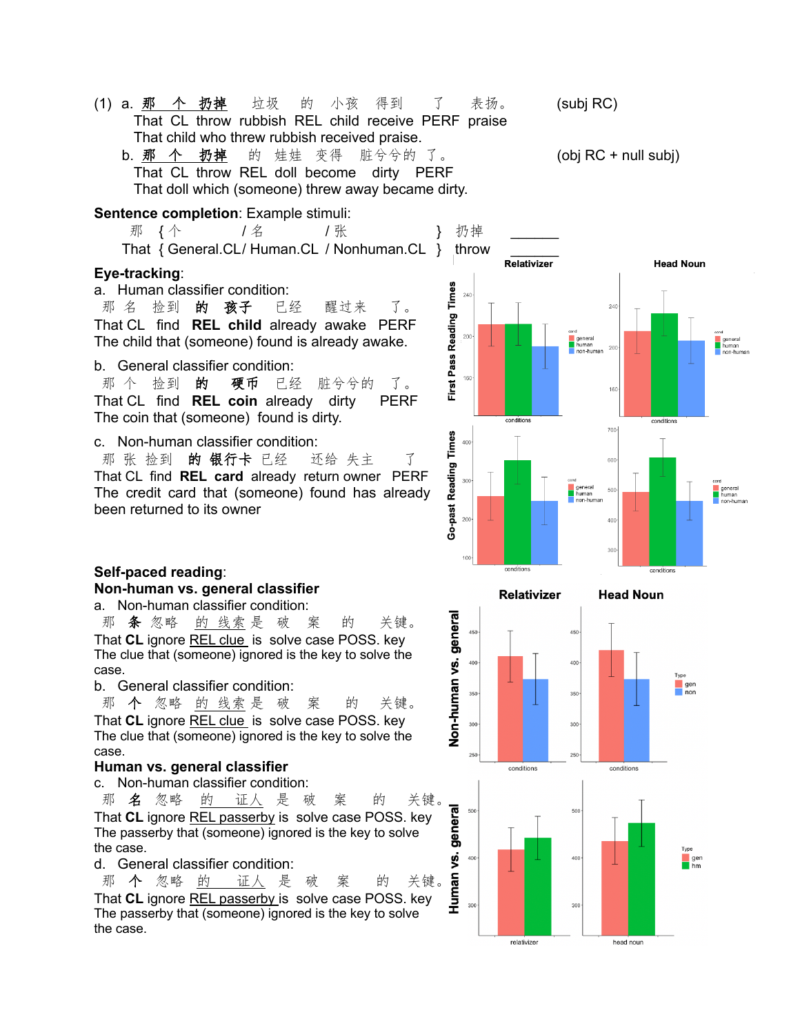(1) a. 那　个　扔掉　垃圾　的　小孩　得到　了　表扬。 (subj RC)

That CL throw rubbish REL child receive PERF praise

That child who threw rubbish received praise.

b. 那　个　扔掉　的　娃娃　变得　脏兮兮的　了。 (obj RC + null subj)

That CL throw REL doll become dirty PERF

That doll which (someone) threw away became dirty.

**Sentence completion**: Example stimuli:

那 { 个 / 名 / 张 } 扔掉 _______

That { General.CL/ Human.CL / Nonhuman.CL } throw _______

**Eye-tracking**:

a. Human classifier condition:

那 名 捡到 **的** **孩子** 已经 醒过来 了。

That CL find **REL** **child** already awake PERF

The child that (someone) found is already awake.

b. General classifier condition:

那 个 捡到 **的** **硬币** 已经 脏兮兮的 了。

That CL find **REL** **coin** already dirty PERF

The coin that (someone) found is dirty.

c. Non-human classifier condition:

那 张 捡到 **的** **银行卡** 已经 还给 失主 了

That CL find **REL** **card** already return owner PERF

The credit card that (someone) found has already been returned to its owner

Relativizer

Head Noun

First Pass Reading Times

240

200

160

conditions

cond

general

human

non-human

Go-past Reading Times

400

300

200

100

700

600

500

400

300

**Self-paced reading**:

**Non-human vs. general classifier**

a. Non-human classifier condition:

那 **条** 忽略 的 线索 是 破 案 的 关键。

That **CL** ignore REL clue is solve case POSS. key

The clue that (someone) ignored is the key to solve the case.

b. General classifier condition:

那 **个** 忽略 的 线索 是 破 案 的 关键。

That **CL** ignore REL clue is solve case POSS. key

The clue that (someone) ignored is the key to solve the case.

**Human vs. general classifier**

c. Non-human classifier condition:

那 **名** 忽略 的 证人 是 破 案 的 关键。

That **CL** ignore REL passerby is solve case POSS. key

The passerby that (someone) ignored is the key to solve the case.

d. General classifier condition:

那 **个** 忽略 的 证人 是 破 案 的 关键。

That **CL** ignore REL passerby is solve case POSS. key

The passerby that (someone) ignored is the key to solve the case.

Relativizer

Head Noun

Non-human vs. general

450

400

350

300

250

conditions

Type

gen

non

Human vs. general

500

400

300

relativizer

head noun

Type

gen

hm